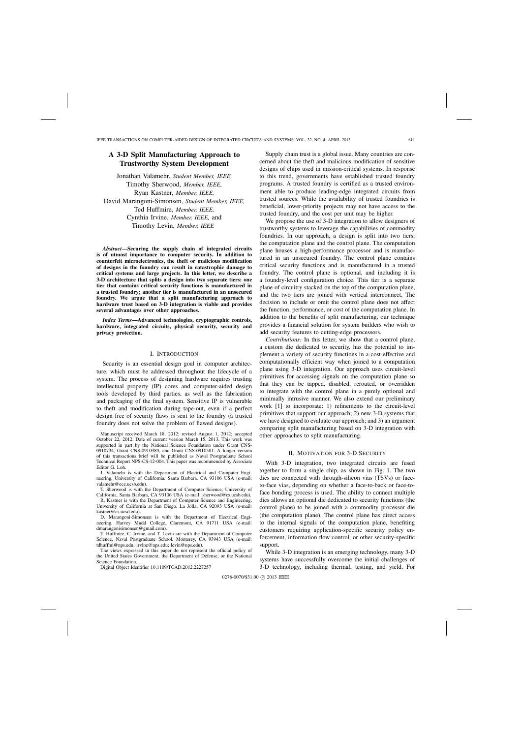# A 3-D Split Manufacturing Approach to Trustworthy System Development

Jonathan Valamehr, *Student Member, IEEE,*
Timothy Sherwood, *Member, IEEE,*
Ryan Kastner, *Member, IEEE,*
David Marangoni-Simonsen, *Student Member, IEEE,*
Ted Huffmire, *Member, IEEE,*
Cynthia Irvine, *Member, IEEE,* and
Timothy Levin, *Member, IEEE*

***Abstract*—Securing the supply chain of integrated circuits is of utmost importance to computer security. In addition to counterfeit microelectronics, the theft or malicious modification of designs in the foundry can result in catastrophic damage to critical systems and large projects. In this letter, we describe a 3-D architecture that splits a design into two separate tiers: one tier that contains critical security functions is manufactured in a trusted foundry; another tier is manufactured in an unsecured foundry. We argue that a split manufacturing approach to hardware trust based on 3-D integration is viable and provides several advantages over other approaches.**

***Index Terms*—Advanced technologies, cryptographic controls, hardware, integrated circuits, physical security, security and privacy protection.**

## I. Introduction

Security is an essential design goal in computer architecture, which must be addressed throughout the lifecycle of a system. The process of designing hardware requires trusting intellectual property (IP) cores and computer-aided design tools developed by third parties, as well as the fabrication and packaging of the final system. Sensitive IP is vulnerable to theft and modification during tape-out, even if a perfect design free of security flaws is sent to the foundry (a trusted foundry does not solve the problem of flawed designs).

Manuscript received March 18, 2012; revised August 1, 2012; accepted October 22, 2012. Date of current version March 15, 2013. This work was supported in part by the National Science Foundation under Grant CNS-0910734, Grant CNS-0910389, and Grant CNS-0910581. A longer version of this transactions brief will be published as Naval Postgraduate School Technical Report NPS-CS-12-004. This paper was recommended by Associate Editor G. Loh.

J. Valamehr is with the Department of Electrical and Computer Engineering, University of California, Santa Barbara, CA 93106 USA (e-mail: valamehr@ece.ucsb.edu).

T. Sherwood is with the Department of Computer Science, University of California, Santa Barbara, CA 93106 USA (e-mail: sherwood@cs.ucsb.edu).

R. Kastner is with the Department of Computer Science and Engineering, University of California at San Diego, La Jolla, CA 92093 USA (e-mail: kastner@cs.ucsd.edu).

D. Marangoni-Simonsen is with the Department of Electrical Engineering, Harvey Mudd College, Claremont, CA 91711 USA (e-mail: dmarangonisimonsen@gmail.com).

T. Huffmire, C. Irvine, and T. Levin are with the Department of Computer Science, Naval Postgraduate School, Monterey, CA 93943 USA (e-mail: tdhuffmi@nps.edu; irvine@nps.edu; levin@nps.edu).

The views expressed in this paper do not represent the official policy of the United States Government, the Department of Defense, or the National Science Foundation.

Digital Object Identifier 10.1109/TCAD.2012.2227257

Supply chain trust is a global issue. Many countries are concerned about the theft and malicious modification of sensitive designs of chips used in mission-critical systems. In response to this trend, governments have established trusted foundry programs. A trusted foundry is certified as a trusted environment able to produce leading-edge integrated circuits from trusted sources. While the availability of trusted foundries is beneficial, lower-priority projects may not have access to the trusted foundry, and the cost per unit may be higher.

We propose the use of 3-D integration to allow designers of trustworthy systems to leverage the capabilities of commodity foundries. In our approach, a design is split into two tiers: the computation plane and the control plane. The computation plane houses a high-performance processor and is manufactured in an unsecured foundry. The control plane contains critical security functions and is manufactured in a trusted foundry. The control plane is optional, and including it is a foundry-level configuration choice. This tier is a separate plane of circuitry stacked on the top of the computation plane, and the two tiers are joined with vertical interconnect. The decision to include or omit the control plane does not affect the function, performance, or cost of the computation plane. In addition to the benefits of split manufacturing, our technique provides a financial solution for system builders who wish to add security features to cutting-edge processors.

*Contributions:* In this letter, we show that a control plane, a custom die dedicated to security, has the potential to implement a variety of security functions in a cost-effective and computationally efficient way when joined to a computation plane using 3-D integration. Our approach uses circuit-level primitives for accessing signals on the computation plane so that they can be tapped, disabled, rerouted, or overridden to integrate with the control plane in a purely optional and minimally intrusive manner. We also extend our preliminary work [1] to incorporate: 1) refinements to the circuit-level primitives that support our approach; 2) new 3-D systems that we have designed to evaluate our approach; and 3) an argument comparing split manufacturing based on 3-D integration with other approaches to split manufacturing.

## II. Motivation for 3-D Security

With 3-D integration, two integrated circuits are fused together to form a single chip, as shown in Fig. 1. The two dies are connected with through-silicon vias (TSVs) or face-to-face vias, depending on whether a face-to-back or face-to-face bonding process is used. The ability to connect multiple dies allows an optional die dedicated to security functions (the control plane) to be joined with a commodity processor die (the computation plane). The control plane has direct access to the internal signals of the computation plane, benefiting customers requiring application-specific security policy enforcement, information flow control, or other security-specific support.

While 3-D integration is an emerging technology, many 3-D systems have successfully overcome the initial challenges of 3-D technology, including thermal, testing, and yield. For

0278-0070/$31.00 © 2013 IEEE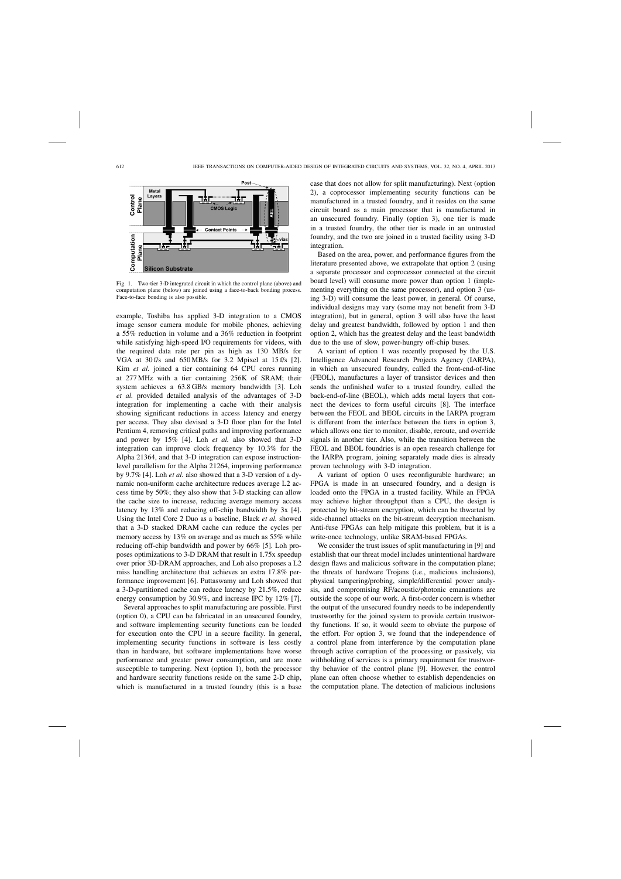Fig. 1. Two-tier 3-D integrated circuit in which the control plane (above) and computation plane (below) are joined using a face-to-back bonding process. Face-to-face bonding is also possible.

example, Toshiba has applied 3-D integration to a CMOS image sensor camera module for mobile phones, achieving a 55% reduction in volume and a 36% reduction in footprint while satisfying high-speed I/O requirements for videos, with the required data rate per pin as high as 130 MB/s for VGA at 30 f/s and 650 MB/s for 3.2 Mpixel at 15 f/s [2]. Kim *et al.* joined a tier containing 64 CPU cores running at 277 MHz with a tier containing 256K of SRAM; their system achieves a 63.8 GB/s memory bandwidth [3]. Loh *et al.* provided detailed analysis of the advantages of 3-D integration for implementing a cache with their analysis showing significant reductions in access latency and energy per access. They also devised a 3-D floor plan for the Intel Pentium 4, removing critical paths and improving performance and power by 15% [4]. Loh *et al.* also showed that 3-D integration can improve clock frequency by 10.3% for the Alpha 21364, and that 3-D integration can expose instruction-level parallelism for the Alpha 21264, improving performance by 9.7% [4]. Loh *et al.* also showed that a 3-D version of a dynamic non-uniform cache architecture reduces average L2 access time by 50%; they also show that 3-D stacking can allow the cache size to increase, reducing average memory access latency by 13% and reducing off-chip bandwidth by 3x [4]. Using the Intel Core 2 Duo as a baseline, Black *et al.* showed that a 3-D stacked DRAM cache can reduce the cycles per memory access by 13% on average and as much as 55% while reducing off-chip bandwidth and power by 66% [5]. Loh proposes optimizations to 3-D DRAM that result in 1.75x speedup over prior 3D-DRAM approaches, and Loh also proposes a L2 miss handling architecture that achieves an extra 17.8% performance improvement [6]. Puttaswamy and Loh showed that a 3-D-partitioned cache can reduce latency by 21.5%, reduce energy consumption by 30.9%, and increase IPC by 12% [7].

Several approaches to split manufacturing are possible. First (option 0), a CPU can be fabricated in an unsecured foundry, and software implementing security functions can be loaded for execution onto the CPU in a secure facility. In general, implementing security functions in software is less costly than in hardware, but software implementations have worse performance and greater power consumption, and are more susceptible to tampering. Next (option 1), both the processor and hardware security functions reside on the same 2-D chip, which is manufactured in a trusted foundry (this is a base case that does not allow for split manufacturing). Next (option 2), a coprocessor implementing security functions can be manufactured in a trusted foundry, and it resides on the same circuit board as a main processor that is manufactured in an unsecured foundry. Finally (option 3), one tier is made in a trusted foundry, the other tier is made in an untrusted foundry, and the two are joined in a trusted facility using 3-D integration.

Based on the area, power, and performance figures from the literature presented above, we extrapolate that option 2 (using a separate processor and coprocessor connected at the circuit board level) will consume more power than option 1 (implementing everything on the same processor), and option 3 (using 3-D) will consume the least power, in general. Of course, individual designs may vary (some may not benefit from 3-D integration), but in general, option 3 will also have the least delay and greatest bandwidth, followed by option 1 and then option 2, which has the greatest delay and the least bandwidth due to the use of slow, power-hungry off-chip buses.

A variant of option 1 was recently proposed by the U.S. Intelligence Advanced Research Projects Agency (IARPA), in which an unsecured foundry, called the front-end-of-line (FEOL), manufactures a layer of transistor devices and then sends the unfinished wafer to a trusted foundry, called the back-end-of-line (BEOL), which adds metal layers that connect the devices to form useful circuits [8]. The interface between the FEOL and BEOL circuits in the IARPA program is different from the interface between the tiers in option 3, which allows one tier to monitor, disable, reroute, and override signals in another tier. Also, while the transition between the FEOL and BEOL foundries is an open research challenge for the IARPA program, joining separately made dies is already proven technology with 3-D integration.

A variant of option 0 uses reconfigurable hardware; an FPGA is made in an unsecured foundry, and a design is loaded onto the FPGA in a trusted facility. While an FPGA may achieve higher throughput than a CPU, the design is protected by bit-stream encryption, which can be thwarted by side-channel attacks on the bit-stream decryption mechanism. Anti-fuse FPGAs can help mitigate this problem, but it is a write-once technology, unlike SRAM-based FPGAs.

We consider the trust issues of split manufacturing in [9] and establish that our threat model includes unintentional hardware design flaws and malicious software in the computation plane; the threats of hardware Trojans (i.e., malicious inclusions), physical tampering/probing, simple/differential power analysis, and compromising RF/acoustic/photonic emanations are outside the scope of our work. A first-order concern is whether the output of the unsecured foundry needs to be independently trustworthy for the joined system to provide certain trustworthy functions. If so, it would seem to obviate the purpose of the effort. For option 3, we found that the independence of a control plane from interference by the computation plane through active corruption of the processing or passively, via withholding of services is a primary requirement for trustworthy behavior of the control plane [9]. However, the control plane can often choose whether to establish dependencies on the computation plane. The detection of malicious inclusions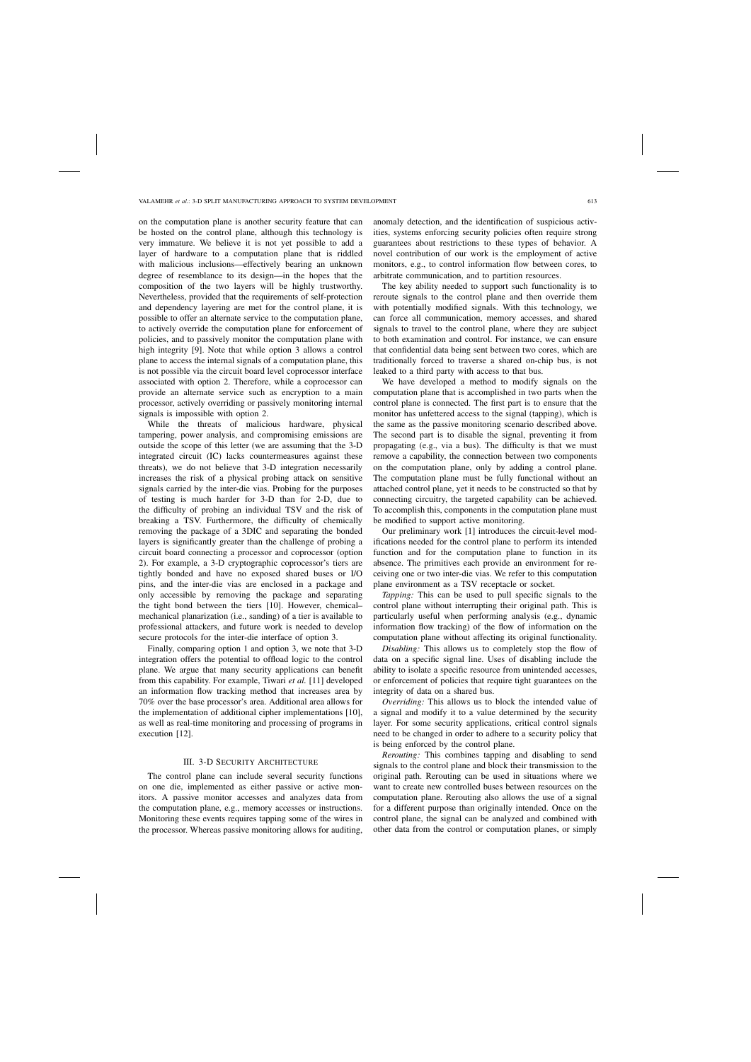on the computation plane is another security feature that can be hosted on the control plane, although this technology is very immature. We believe it is not yet possible to add a layer of hardware to a computation plane that is riddled with malicious inclusions—effectively bearing an unknown degree of resemblance to its design—in the hopes that the composition of the two layers will be highly trustworthy. Nevertheless, provided that the requirements of self-protection and dependency layering are met for the control plane, it is possible to offer an alternate service to the computation plane, to actively override the computation plane for enforcement of policies, and to passively monitor the computation plane with high integrity [9]. Note that while option 3 allows a control plane to access the internal signals of a computation plane, this is not possible via the circuit board level coprocessor interface associated with option 2. Therefore, while a coprocessor can provide an alternate service such as encryption to a main processor, actively overriding or passively monitoring internal signals is impossible with option 2.

While the threats of malicious hardware, physical tampering, power analysis, and compromising emissions are outside the scope of this letter (we are assuming that the 3-D integrated circuit (IC) lacks countermeasures against these threats), we do not believe that 3-D integration necessarily increases the risk of a physical probing attack on sensitive signals carried by the inter-die vias. Probing for the purposes of testing is much harder for 3-D than for 2-D, due to the difficulty of probing an individual TSV and the risk of breaking a TSV. Furthermore, the difficulty of chemically removing the package of a 3DIC and separating the bonded layers is significantly greater than the challenge of probing a circuit board connecting a processor and coprocessor (option 2). For example, a 3-D cryptographic coprocessor's tiers are tightly bonded and have no exposed shared buses or I/O pins, and the inter-die vias are enclosed in a package and only accessible by removing the package and separating the tight bond between the tiers [10]. However, chemical–mechanical planarization (i.e., sanding) of a tier is available to professional attackers, and future work is needed to develop secure protocols for the inter-die interface of option 3.

Finally, comparing option 1 and option 3, we note that 3-D integration offers the potential to offload logic to the control plane. We argue that many security applications can benefit from this capability. For example, Tiwari *et al.* [11] developed an information flow tracking method that increases area by 70% over the base processor's area. Additional area allows for the implementation of additional cipher implementations [10], as well as real-time monitoring and processing of programs in execution [12].

## III. 3-D Security Architecture

The control plane can include several security functions on one die, implemented as either passive or active monitors. A passive monitor accesses and analyzes data from the computation plane, e.g., memory accesses or instructions. Monitoring these events requires tapping some of the wires in the processor. Whereas passive monitoring allows for auditing, anomaly detection, and the identification of suspicious activities, systems enforcing security policies often require strong guarantees about restrictions to these types of behavior. A novel contribution of our work is the employment of active monitors, e.g., to control information flow between cores, to arbitrate communication, and to partition resources.

The key ability needed to support such functionality is to reroute signals to the control plane and then override them with potentially modified signals. With this technology, we can force all communication, memory accesses, and shared signals to travel to the control plane, where they are subject to both examination and control. For instance, we can ensure that confidential data being sent between two cores, which are traditionally forced to traverse a shared on-chip bus, is not leaked to a third party with access to that bus.

We have developed a method to modify signals on the computation plane that is accomplished in two parts when the control plane is connected. The first part is to ensure that the monitor has unfettered access to the signal (tapping), which is the same as the passive monitoring scenario described above. The second part is to disable the signal, preventing it from propagating (e.g., via a bus). The difficulty is that we must remove a capability, the connection between two components on the computation plane, only by adding a control plane. The computation plane must be fully functional without an attached control plane, yet it needs to be constructed so that by connecting circuitry, the targeted capability can be achieved. To accomplish this, components in the computation plane must be modified to support active monitoring.

Our preliminary work [1] introduces the circuit-level modifications needed for the control plane to perform its intended function and for the computation plane to function in its absence. The primitives each provide an environment for receiving one or two inter-die vias. We refer to this computation plane environment as a TSV receptacle or socket.

*Tapping:* This can be used to pull specific signals to the control plane without interrupting their original path. This is particularly useful when performing analysis (e.g., dynamic information flow tracking) of the flow of information on the computation plane without affecting its original functionality.

*Disabling:* This allows us to completely stop the flow of data on a specific signal line. Uses of disabling include the ability to isolate a specific resource from unintended accesses, or enforcement of policies that require tight guarantees on the integrity of data on a shared bus.

*Overriding:* This allows us to block the intended value of a signal and modify it to a value determined by the security layer. For some security applications, critical control signals need to be changed in order to adhere to a security policy that is being enforced by the control plane.

*Rerouting:* This combines tapping and disabling to send signals to the control plane and block their transmission to the original path. Rerouting can be used in situations where we want to create new controlled buses between resources on the computation plane. Rerouting also allows the use of a signal for a different purpose than originally intended. Once on the control plane, the signal can be analyzed and combined with other data from the control or computation planes, or simply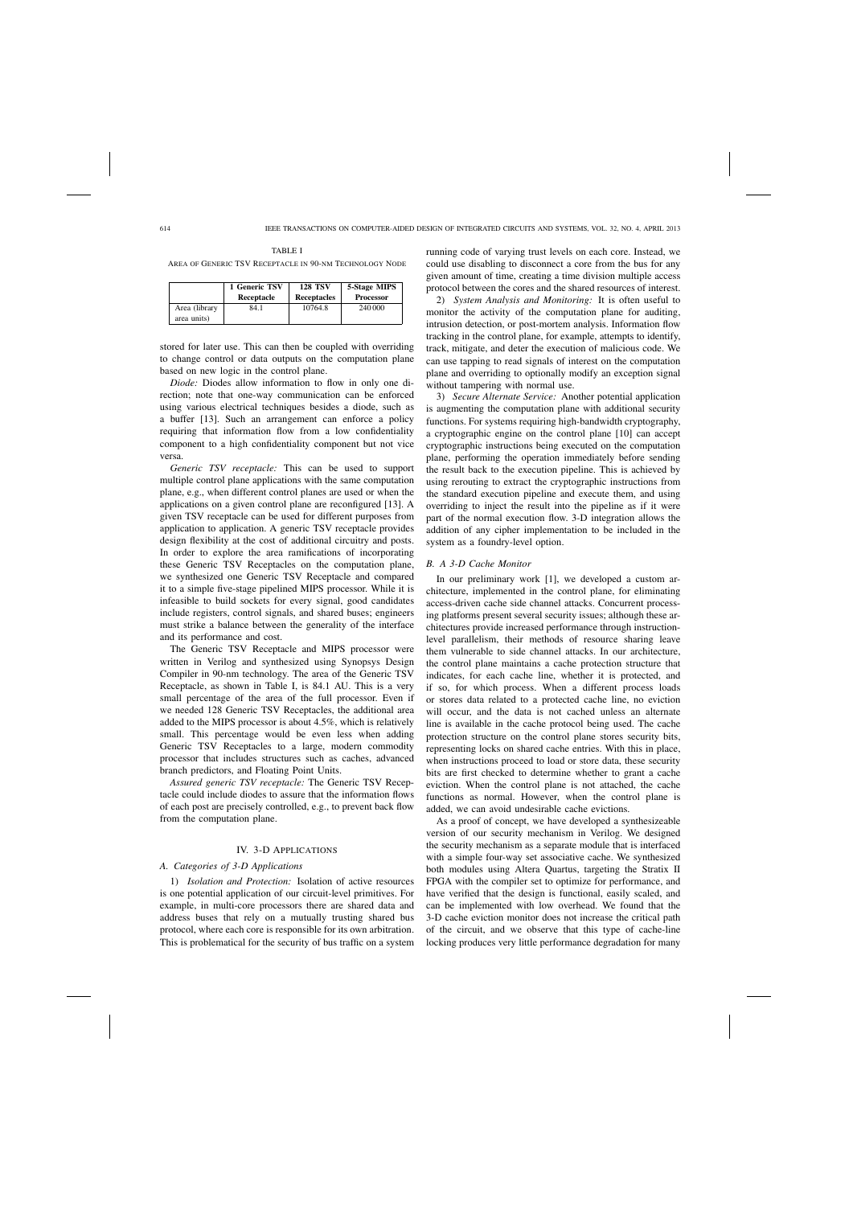TABLE I
AREA OF GENERIC TSV RECEPTACLE IN 90-NM TECHNOLOGY NODE

| | 1 Generic TSV Receptacle | 128 TSV Receptacles | 5-Stage MIPS Processor |
|---|---|---|---|
| Area (library area units) | 84.1 | 10764.8 | 240 000 |

stored for later use. This can then be coupled with overriding to change control or data outputs on the computation plane based on new logic in the control plane.

*Diode:* Diodes allow information to flow in only one direction; note that one-way communication can be enforced using various electrical techniques besides a diode, such as a buffer [13]. Such an arrangement can enforce a policy requiring that information flow from a low confidentiality component to a high confidentiality component but not vice versa.

*Generic TSV receptacle:* This can be used to support multiple control plane applications with the same computation plane, e.g., when different control planes are used or when the applications on a given control plane are reconfigured [13]. A given TSV receptacle can be used for different purposes from application to application. A generic TSV receptacle provides design flexibility at the cost of additional circuitry and posts. In order to explore the area ramifications of incorporating these Generic TSV Receptacles on the computation plane, we synthesized one Generic TSV Receptacle and compared it to a simple five-stage pipelined MIPS processor. While it is infeasible to build sockets for every signal, good candidates include registers, control signals, and shared buses; engineers must strike a balance between the generality of the interface and its performance and cost.

The Generic TSV Receptacle and MIPS processor were written in Verilog and synthesized using Synopsys Design Compiler in 90-nm technology. The area of the Generic TSV Receptacle, as shown in Table I, is 84.1 AU. This is a very small percentage of the area of the full processor. Even if we needed 128 Generic TSV Receptacles, the additional area added to the MIPS processor is about 4.5%, which is relatively small. This percentage would be even less when adding Generic TSV Receptacles to a large, modern commodity processor that includes structures such as caches, advanced branch predictors, and Floating Point Units.

*Assured generic TSV receptacle:* The Generic TSV Receptacle could include diodes to assure that the information flows of each post are precisely controlled, e.g., to prevent back flow from the computation plane.

## IV. 3-D APPLICATIONS

### *A. Categories of 3-D Applications*

1) *Isolation and Protection:* Isolation of active resources is one potential application of our circuit-level primitives. For example, in multi-core processors there are shared data and address buses that rely on a mutually trusting shared bus protocol, where each core is responsible for its own arbitration. This is problematical for the security of bus traffic on a system running code of varying trust levels on each core. Instead, we could use disabling to disconnect a core from the bus for any given amount of time, creating a time division multiple access protocol between the cores and the shared resources of interest.

2) *System Analysis and Monitoring:* It is often useful to monitor the activity of the computation plane for auditing, intrusion detection, or post-mortem analysis. Information flow tracking in the control plane, for example, attempts to identify, track, mitigate, and deter the execution of malicious code. We can use tapping to read signals of interest on the computation plane and overriding to optionally modify an exception signal without tampering with normal use.

3) *Secure Alternate Service:* Another potential application is augmenting the computation plane with additional security functions. For systems requiring high-bandwidth cryptography, a cryptographic engine on the control plane [10] can accept cryptographic instructions being executed on the computation plane, performing the operation immediately before sending the result back to the execution pipeline. This is achieved by using rerouting to extract the cryptographic instructions from the standard execution pipeline and execute them, and using overriding to inject the result into the pipeline as if it were part of the normal execution flow. 3-D integration allows the addition of any cipher implementation to be included in the system as a foundry-level option.

### *B. A 3-D Cache Monitor*

In our preliminary work [1], we developed a custom architecture, implemented in the control plane, for eliminating access-driven cache side channel attacks. Concurrent processing platforms present several security issues; although these architectures provide increased performance through instruction-level parallelism, their methods of resource sharing leave them vulnerable to side channel attacks. In our architecture, the control plane maintains a cache protection structure that indicates, for each cache line, whether it is protected, and if so, for which process. When a different process loads or stores data related to a protected cache line, no eviction will occur, and the data is not cached unless an alternate line is available in the cache protocol being used. The cache protection structure on the control plane stores security bits, representing locks on shared cache entries. With this in place, when instructions proceed to load or store data, these security bits are first checked to determine whether to grant a cache eviction. When the control plane is not attached, the cache functions as normal. However, when the control plane is added, we can avoid undesirable cache evictions.

As a proof of concept, we have developed a synthesizeable version of our security mechanism in Verilog. We designed the security mechanism as a separate module that is interfaced with a simple four-way set associative cache. We synthesized both modules using Altera Quartus, targeting the Stratix II FPGA with the compiler set to optimize for performance, and have verified that the design is functional, easily scaled, and can be implemented with low overhead. We found that the 3-D cache eviction monitor does not increase the critical path of the circuit, and we observe that this type of cache-line locking produces very little performance degradation for many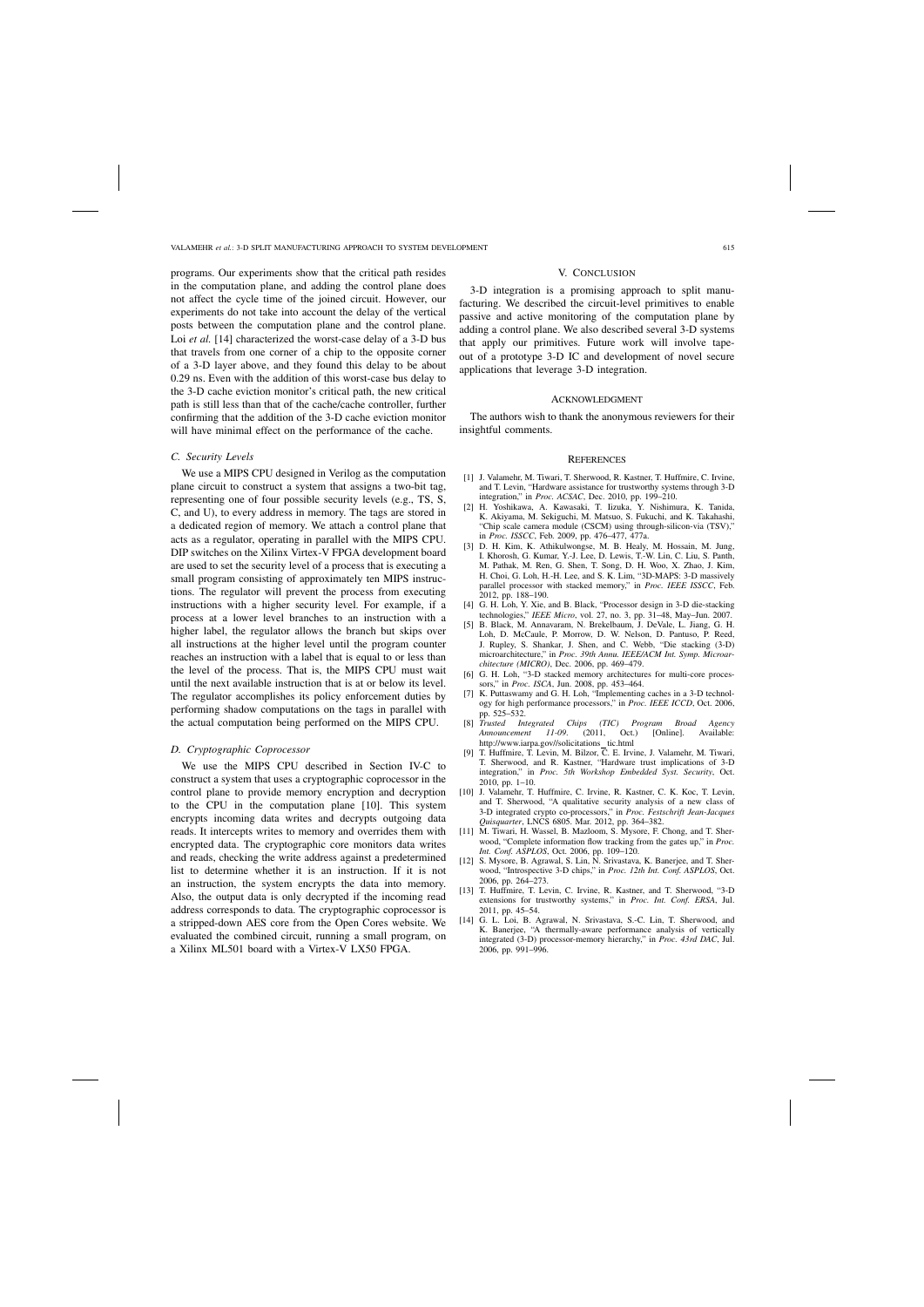programs. Our experiments show that the critical path resides in the computation plane, and adding the control plane does not affect the cycle time of the joined circuit. However, our experiments do not take into account the delay of the vertical posts between the computation plane and the control plane. Loi *et al.* [14] characterized the worst-case delay of a 3-D bus that travels from one corner of a chip to the opposite corner of a 3-D layer above, and they found this delay to be about 0.29 ns. Even with the addition of this worst-case bus delay to the 3-D cache eviction monitor's critical path, the new critical path is still less than that of the cache/cache controller, further confirming that the addition of the 3-D cache eviction monitor will have minimal effect on the performance of the cache.

### C. Security Levels

We use a MIPS CPU designed in Verilog as the computation plane circuit to construct a system that assigns a two-bit tag, representing one of four possible security levels (e.g., TS, S, C, and U), to every address in memory. The tags are stored in a dedicated region of memory. We attach a control plane that acts as a regulator, operating in parallel with the MIPS CPU. DIP switches on the Xilinx Virtex-V FPGA development board are used to set the security level of a process that is executing a small program consisting of approximately ten MIPS instructions. The regulator will prevent the process from executing instructions with a higher security level. For example, if a process at a lower level branches to an instruction with a higher label, the regulator allows the branch but skips over all instructions at the higher level until the program counter reaches an instruction with a label that is equal to or less than the level of the process. That is, the MIPS CPU must wait until the next available instruction that is at or below its level. The regulator accomplishes its policy enforcement duties by performing shadow computations on the tags in parallel with the actual computation being performed on the MIPS CPU.

### D. Cryptographic Coprocessor

We use the MIPS CPU described in Section IV-C to construct a system that uses a cryptographic coprocessor in the control plane to provide memory encryption and decryption to the CPU in the computation plane [10]. This system encrypts incoming data writes and decrypts outgoing data reads. It intercepts writes to memory and overrides them with encrypted data. The cryptographic core monitors data writes and reads, checking the write address against a predetermined list to determine whether it is an instruction. If it is not an instruction, the system encrypts the data into memory. Also, the output data is only decrypted if the incoming read address corresponds to data. The cryptographic coprocessor is a stripped-down AES core from the Open Cores website. We evaluated the combined circuit, running a small program, on a Xilinx ML501 board with a Virtex-V LX50 FPGA.

## V. Conclusion

3-D integration is a promising approach to split manufacturing. We described the circuit-level primitives to enable passive and active monitoring of the computation plane by adding a control plane. We also described several 3-D systems that apply our primitives. Future work will involve tape-out of a prototype 3-D IC and development of novel secure applications that leverage 3-D integration.

## Acknowledgment

The authors wish to thank the anonymous reviewers for their insightful comments.

## References

[1] J. Valamehr, M. Tiwari, T. Sherwood, R. Kastner, T. Huffmire, C. Irvine, and T. Levin, "Hardware assistance for trustworthy systems through 3-D integration," in *Proc. ACSAC*, Dec. 2010, pp. 199–210.

[2] H. Yoshikawa, A. Kawasaki, T. Iizuka, Y. Nishimura, K. Tanida, K. Akiyama, M. Sekiguchi, M. Matsuo, S. Fukuchi, and K. Takahashi, "Chip scale camera module (CSCM) using through-silicon-via (TSV)," in *Proc. ISSCC*, Feb. 2009, pp. 476–477, 477a.

[3] D. H. Kim, K. Athikulwongse, M. B. Healy, M. Hossain, M. Jung, I. Khorosh, G. Kumar, Y.-J. Lee, D. Lewis, T.-W. Lin, C. Liu, S. Panth, M. Pathak, M. Ren, G. Shen, T. Song, D. H. Woo, X. Zhao, J. Kim, H. Choi, G. Loh, H.-H. Lee, and S. K. Lim, "3D-MAPS: 3-D massively parallel processor with stacked memory," in *Proc. IEEE ISSCC*, Feb. 2012, pp. 188–190.

[4] G. H. Loh, Y. Xie, and B. Black, "Processor design in 3-D die-stacking technologies," *IEEE Micro*, vol. 27, no. 3, pp. 31–48, May–Jun. 2007.

[5] B. Black, M. Annavaram, N. Brekelbaum, J. DeVale, L. Jiang, G. H. Loh, D. McCaule, P. Morrow, D. W. Nelson, D. Pantuso, P. Reed, J. Rupley, S. Shankar, J. Shen, and C. Webb, "Die stacking (3-D) microarchitecture," in *Proc. 39th Annu. IEEE/ACM Int. Symp. Microarchitecture (MICRO)*, Dec. 2006, pp. 469–479.

[6] G. H. Loh, "3-D stacked memory architectures for multi-core processors," in *Proc. ISCA*, Jun. 2008, pp. 453–464.

[7] K. Puttaswamy and G. H. Loh, "Implementing caches in a 3-D technology for high performance processors," in *Proc. IEEE ICCD*, Oct. 2006, pp. 525–532.

[8] *Trusted Integrated Chips (TIC) Program Broad Agency Announcement 11-09*. (2011, Oct.) [Online]. Available: http://www.iarpa.gov//solicitations_tic.html

[9] T. Huffmire, T. Levin, M. Bilzor, C. E. Irvine, J. Valamehr, M. Tiwari, T. Sherwood, and R. Kastner, "Hardware trust implications of 3-D integration," in *Proc. 5th Workshop Embedded Syst. Security*, Oct. 2010, pp. 1–10.

[10] J. Valamehr, T. Huffmire, C. Irvine, R. Kastner, C. K. Koc, T. Levin, and T. Sherwood, "A qualitative security analysis of a new class of 3-D integrated crypto co-processors," in *Proc. Festschrift Jean-Jacques Quisquarter*, LNCS 6805. Mar. 2012, pp. 364–382.

[11] M. Tiwari, H. Wassel, B. Mazloom, S. Mysore, F. Chong, and T. Sherwood, "Complete information flow tracking from the gates up," in *Proc. Int. Conf. ASPLOS*, Oct. 2006, pp. 109–120.

[12] S. Mysore, B. Agrawal, S. Lin, N. Srivastava, K. Banerjee, and T. Sherwood, "Introspective 3-D chips," in *Proc. 12th Int. Conf. ASPLOS*, Oct. 2006, pp. 264–273.

[13] T. Huffmire, T. Levin, C. Irvine, R. Kastner, and T. Sherwood, "3-D extensions for trustworthy systems," in *Proc. Int. Conf. ERSA*, Jul. 2011, pp. 45–54.

[14] G. L. Loi, B. Agrawal, N. Srivastava, S.-C. Lin, T. Sherwood, and K. Banerjee, "A thermally-aware performance analysis of vertically integrated (3-D) processor-memory hierarchy," in *Proc. 43rd DAC*, Jul. 2006, pp. 991–996.